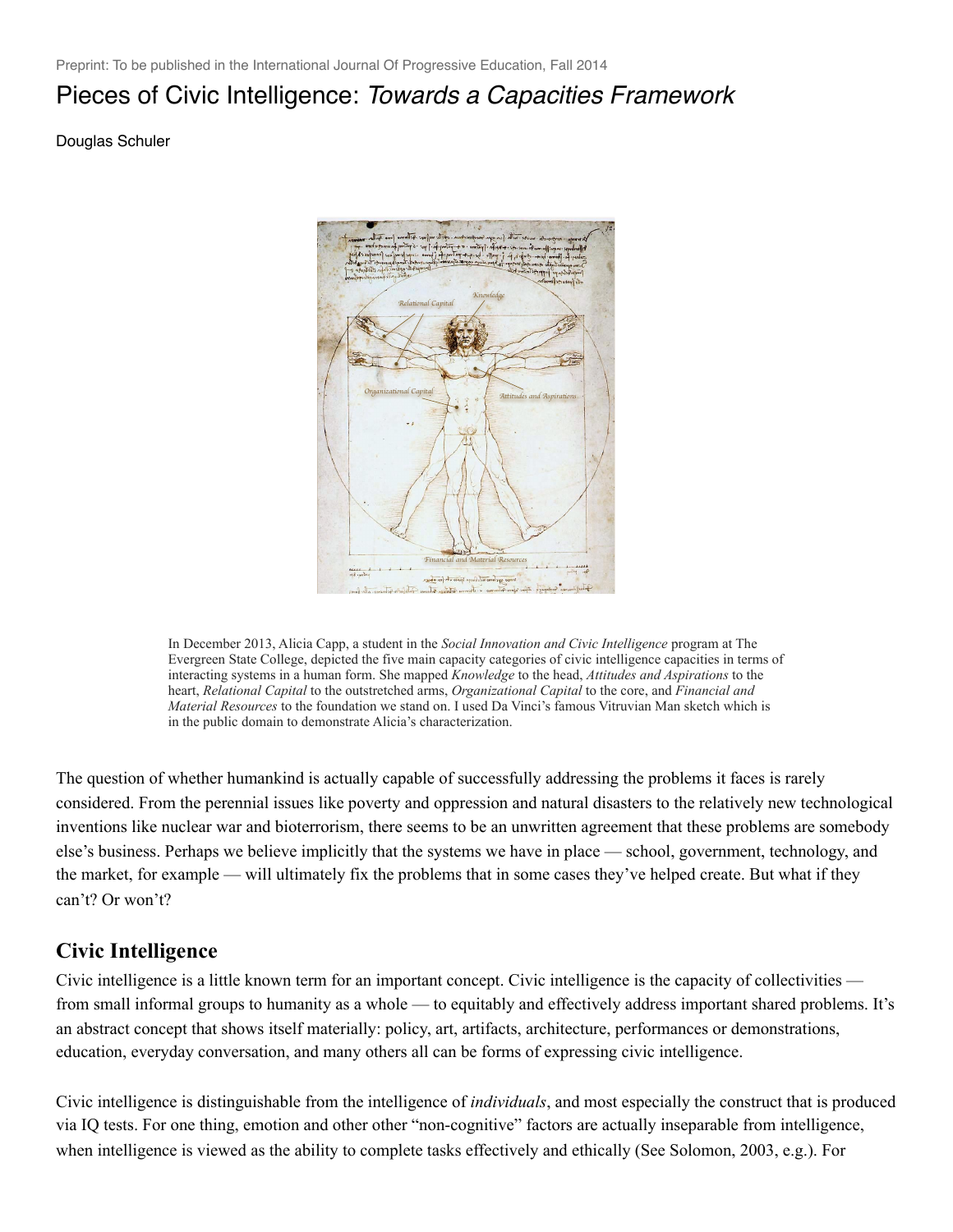Preprint: To be published in the International Journal Of Progressive Education, Fall 2014

# Pieces of Civic Intelligence: *Towards a Capacities Framework*

Douglas Schuler

In December 2013, Alicia Capp, a student in the *Social Innovation and Civic Intelligence* program at The Evergreen State College, depicted the five main capacity categories of civic intelligence capacities in terms of interacting systems in a human form. She mapped *Knowledge* to the head, *Attitudes and Aspirations* to the heart, *Relational Capital* to the outstretched arms, *Organizational Capital* to the core, and *Financial and Material Resources* to the foundation we stand on. I used Da Vinci's famous Vitruvian Man sketch which is in the public domain to demonstrate Alicia's characterization.

The question of whether humankind is actually capable of successfully addressing the problems it faces is rarely considered. From the perennial issues like poverty and oppression and natural disasters to the relatively new technological inventions like nuclear war and bioterrorism, there seems to be an unwritten agreement that these problems are somebody else's business. Perhaps we believe implicitly that the systems we have in place — school, government, technology, and the market, for example — will ultimately fix the problems that in some cases they've helped create. But what if they can't? Or won't?

## Civic Intelligence

Civic intelligence is a little known term for an important concept. Civic intelligence is the capacity of collectivities — from small informal groups to humanity as a whole — to equitably and effectively address important shared problems. It's an abstract concept that shows itself materially: policy, art, artifacts, architecture, performances or demonstrations, education, everyday conversation, and many others all can be forms of expressing civic intelligence.

Civic intelligence is distinguishable from the intelligence of *individuals*, and most especially the construct that is produced via IQ tests. For one thing, emotion and other other "non-cognitive" factors are actually inseparable from intelligence, when intelligence is viewed as the ability to complete tasks effectively and ethically (See Solomon, 2003, e.g.). For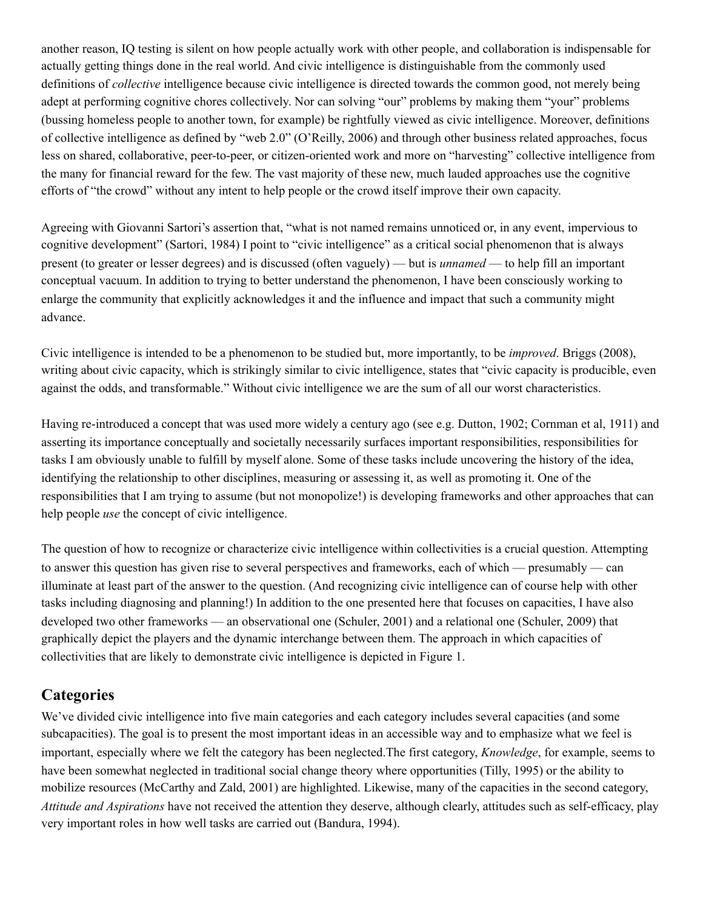another reason, IQ testing is silent on how people actually work with other people, and collaboration is indispensable for actually getting things done in the real world. And civic intelligence is distinguishable from the commonly used definitions of *collective* intelligence because civic intelligence is directed towards the common good, not merely being adept at performing cognitive chores collectively. Nor can solving "our" problems by making them "your" problems (bussing homeless people to another town, for example) be rightfully viewed as civic intelligence. Moreover, definitions of collective intelligence as defined by "web 2.0" (O'Reilly, 2006) and through other business related approaches, focus less on shared, collaborative, peer-to-peer, or citizen-oriented work and more on "harvesting" collective intelligence from the many for financial reward for the few. The vast majority of these new, much lauded approaches use the cognitive efforts of "the crowd" without any intent to help people or the crowd itself improve their own capacity.

Agreeing with Giovanni Sartori's assertion that, "what is not named remains unnoticed or, in any event, impervious to cognitive development" (Sartori, 1984) I point to "civic intelligence" as a critical social phenomenon that is always present (to greater or lesser degrees) and is discussed (often vaguely) — but is *unnamed* — to help fill an important conceptual vacuum. In addition to trying to better understand the phenomenon, I have been consciously working to enlarge the community that explicitly acknowledges it and the influence and impact that such a community might advance.

Civic intelligence is intended to be a phenomenon to be studied but, more importantly, to be *improved*. Briggs (2008), writing about civic capacity, which is strikingly similar to civic intelligence, states that "civic capacity is producible, even against the odds, and transformable." Without civic intelligence we are the sum of all our worst characteristics.

Having re-introduced a concept that was used more widely a century ago (see e.g. Dutton, 1902; Cornman et al, 1911) and asserting its importance conceptually and societally necessarily surfaces important responsibilities, responsibilities for tasks I am obviously unable to fulfill by myself alone. Some of these tasks include uncovering the history of the idea, identifying the relationship to other disciplines, measuring or assessing it, as well as promoting it. One of the responsibilities that I am trying to assume (but not monopolize!) is developing frameworks and other approaches that can help people *use* the concept of civic intelligence.

The question of how to recognize or characterize civic intelligence within collectivities is a crucial question. Attempting to answer this question has given rise to several perspectives and frameworks, each of which — presumably — can illuminate at least part of the answer to the question. (And recognizing civic intelligence can of course help with other tasks including diagnosing and planning!) In addition to the one presented here that focuses on capacities, I have also developed two other frameworks — an observational one (Schuler, 2001) and a relational one (Schuler, 2009) that graphically depict the players and the dynamic interchange between them. The approach in which capacities of collectivities that are likely to demonstrate civic intelligence is depicted in Figure 1.

## Categories

We've divided civic intelligence into five main categories and each category includes several capacities (and some subcapacities). The goal is to present the most important ideas in an accessible way and to emphasize what we feel is important, especially where we felt the category has been neglected.The first category, *Knowledge*, for example, seems to have been somewhat neglected in traditional social change theory where opportunities (Tilly, 1995) or the ability to mobilize resources (McCarthy and Zald, 2001) are highlighted. Likewise, many of the capacities in the second category, *Attitude and Aspirations* have not received the attention they deserve, although clearly, attitudes such as self-efficacy, play very important roles in how well tasks are carried out (Bandura, 1994).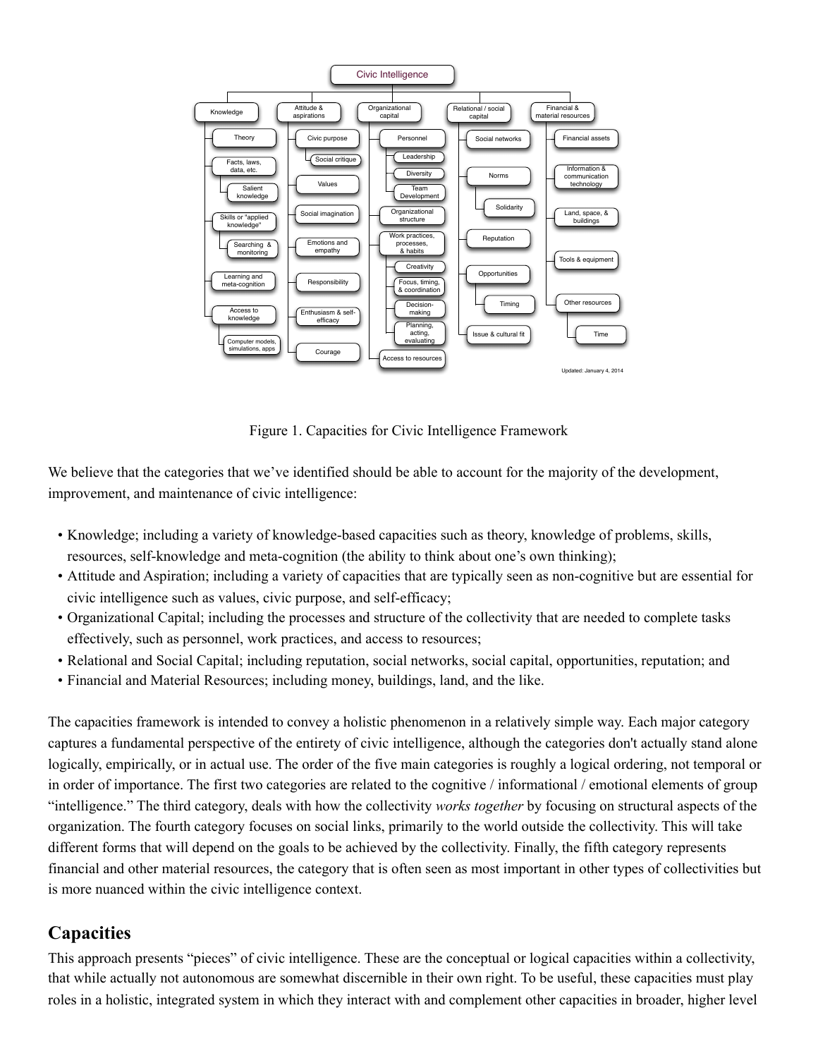- Civic Intelligence
  - Knowledge
    - Theory
    - Facts, laws, data, etc.
      - Salient knowledge
    - Skills or "applied knowledge"
      - Searching & monitoring
    - Learning and meta-cognition
    - Access to knowledge
      - Computer models, simulations, apps
  - Attitude & aspirations
    - Civic purpose
      - Social critique
    - Values
    - Social imagination
    - Emotions and empathy
    - Responsibility
    - Enthusiasm & self-efficacy
    - Courage
  - Organizational capital
    - Personnel
      - Leadership
      - Diversity
      - Team Development
    - Organizational structure
    - Work practices, processes, & habits
      - Creativity
      - Focus, timing, & coordination
      - Decision-making
      - Planning, acting, evaluating
    - Access to resources
  - Relational / social capital
    - Social networks
    - Norms
      - Solidarity
    - Reputation
    - Opportunities
      - Timing
    - Issue & cultural fit
  - Financial & material resources
    - Financial assets
    - Information & communication technology
    - Land, space, & buildings
    - Tools & equipment
    - Other resources
      - Time

Updated: January 4, 2014

Figure 1. Capacities for Civic Intelligence Framework

We believe that the categories that we've identified should be able to account for the majority of the development, improvement, and maintenance of civic intelligence:

- Knowledge; including a variety of knowledge-based capacities such as theory, knowledge of problems, skills, resources, self-knowledge and meta-cognition (the ability to think about one's own thinking);
- Attitude and Aspiration; including a variety of capacities that are typically seen as non-cognitive but are essential for civic intelligence such as values, civic purpose, and self-efficacy;
- Organizational Capital; including the processes and structure of the collectivity that are needed to complete tasks effectively, such as personnel, work practices, and access to resources;
- Relational and Social Capital; including reputation, social networks, social capital, opportunities, reputation; and
- Financial and Material Resources; including money, buildings, land, and the like.

The capacities framework is intended to convey a holistic phenomenon in a relatively simple way. Each major category captures a fundamental perspective of the entirety of civic intelligence, although the categories don't actually stand alone logically, empirically, or in actual use. The order of the five main categories is roughly a logical ordering, not temporal or in order of importance. The first two categories are related to the cognitive / informational / emotional elements of group "intelligence." The third category, deals with how the collectivity *works together* by focusing on structural aspects of the organization. The fourth category focuses on social links, primarily to the world outside the collectivity. This will take different forms that will depend on the goals to be achieved by the collectivity. Finally, the fifth category represents financial and other material resources, the category that is often seen as most important in other types of collectivities but is more nuanced within the civic intelligence context.

## Capacities

This approach presents "pieces" of civic intelligence. These are the conceptual or logical capacities within a collectivity, that while actually not autonomous are somewhat discernible in their own right. To be useful, these capacities must play roles in a holistic, integrated system in which they interact with and complement other capacities in broader, higher level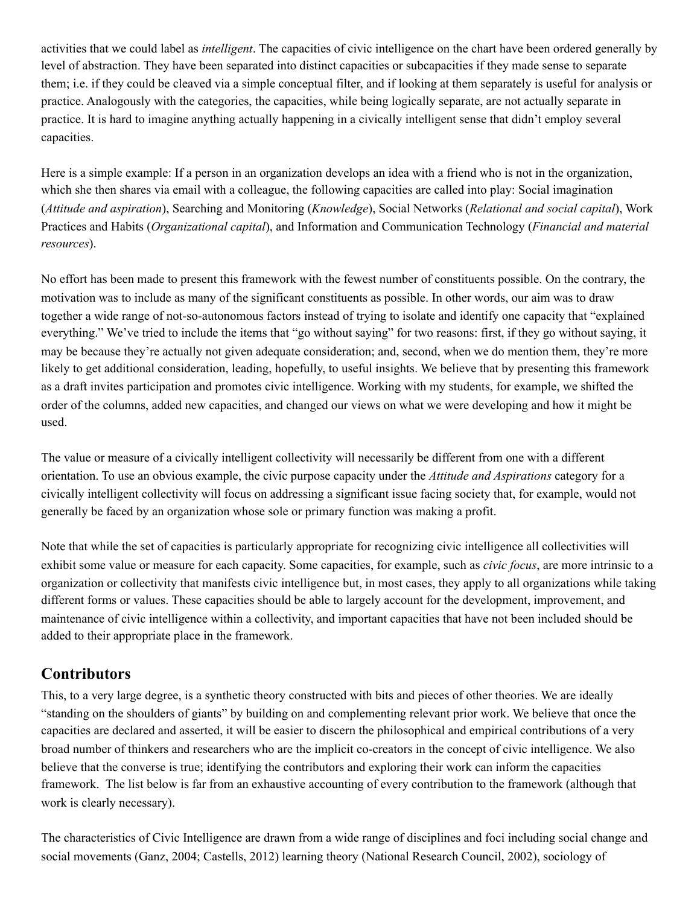activities that we could label as *intelligent*. The capacities of civic intelligence on the chart have been ordered generally by level of abstraction. They have been separated into distinct capacities or subcapacities if they made sense to separate them; i.e. if they could be cleaved via a simple conceptual filter, and if looking at them separately is useful for analysis or practice. Analogously with the categories, the capacities, while being logically separate, are not actually separate in practice. It is hard to imagine anything actually happening in a civically intelligent sense that didn't employ several capacities.

Here is a simple example: If a person in an organization develops an idea with a friend who is not in the organization, which she then shares via email with a colleague, the following capacities are called into play: Social imagination (*Attitude and aspiration*), Searching and Monitoring (*Knowledge*), Social Networks (*Relational and social capital*), Work Practices and Habits (*Organizational capital*), and Information and Communication Technology (*Financial and material resources*).

No effort has been made to present this framework with the fewest number of constituents possible. On the contrary, the motivation was to include as many of the significant constituents as possible. In other words, our aim was to draw together a wide range of not-so-autonomous factors instead of trying to isolate and identify one capacity that "explained everything." We've tried to include the items that "go without saying" for two reasons: first, if they go without saying, it may be because they're actually not given adequate consideration; and, second, when we do mention them, they're more likely to get additional consideration, leading, hopefully, to useful insights. We believe that by presenting this framework as a draft invites participation and promotes civic intelligence. Working with my students, for example, we shifted the order of the columns, added new capacities, and changed our views on what we were developing and how it might be used.

The value or measure of a civically intelligent collectivity will necessarily be different from one with a different orientation. To use an obvious example, the civic purpose capacity under the *Attitude and Aspirations* category for a civically intelligent collectivity will focus on addressing a significant issue facing society that, for example, would not generally be faced by an organization whose sole or primary function was making a profit.

Note that while the set of capacities is particularly appropriate for recognizing civic intelligence all collectivities will exhibit some value or measure for each capacity. Some capacities, for example, such as *civic focus*, are more intrinsic to a organization or collectivity that manifests civic intelligence but, in most cases, they apply to all organizations while taking different forms or values. These capacities should be able to largely account for the development, improvement, and maintenance of civic intelligence within a collectivity, and important capacities that have not been included should be added to their appropriate place in the framework.

## Contributors

This, to a very large degree, is a synthetic theory constructed with bits and pieces of other theories. We are ideally "standing on the shoulders of giants" by building on and complementing relevant prior work. We believe that once the capacities are declared and asserted, it will be easier to discern the philosophical and empirical contributions of a very broad number of thinkers and researchers who are the implicit co-creators in the concept of civic intelligence. We also believe that the converse is true; identifying the contributors and exploring their work can inform the capacities framework. The list below is far from an exhaustive accounting of every contribution to the framework (although that work is clearly necessary).

The characteristics of Civic Intelligence are drawn from a wide range of disciplines and foci including social change and social movements (Ganz, 2004; Castells, 2012) learning theory (National Research Council, 2002), sociology of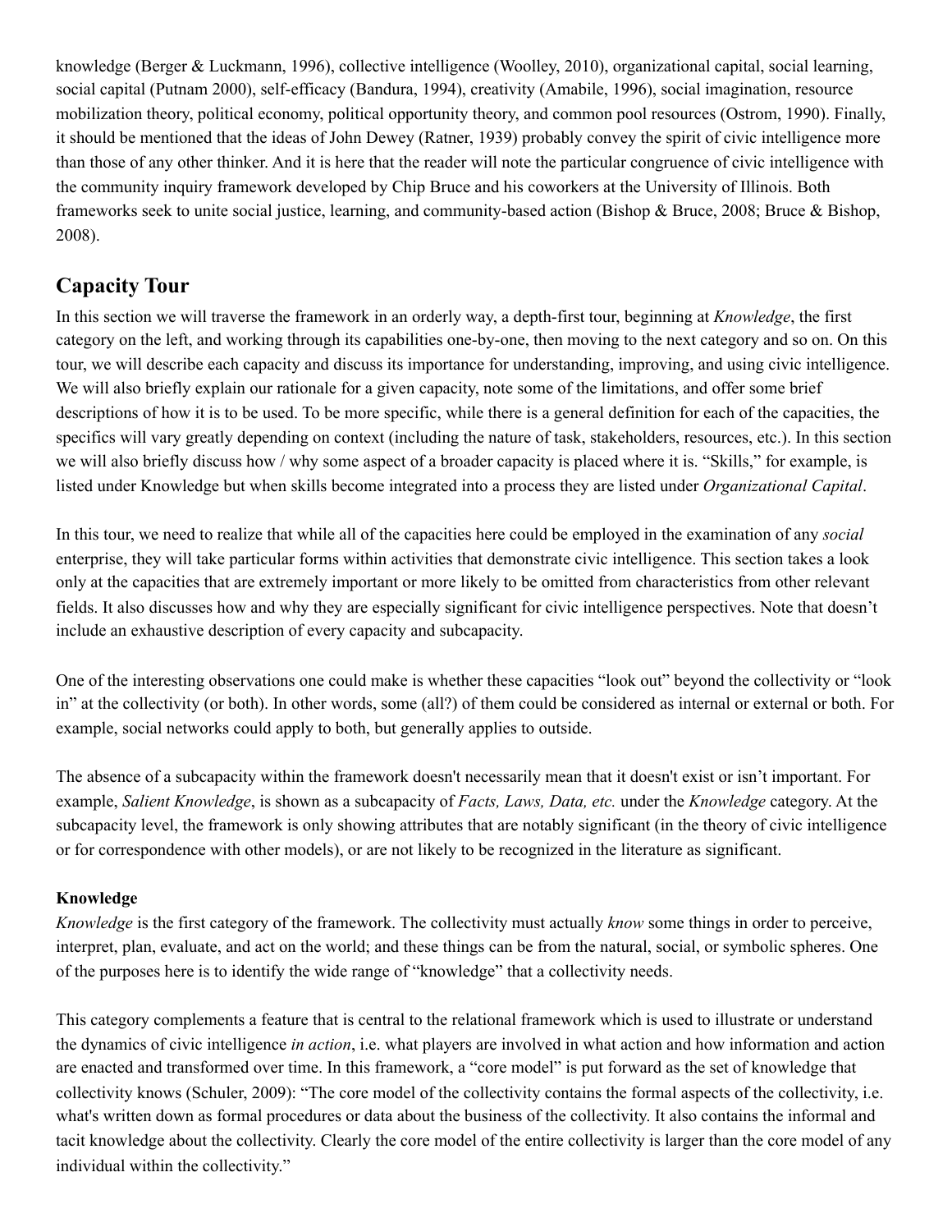knowledge (Berger & Luckmann, 1996), collective intelligence (Woolley, 2010), organizational capital, social learning, social capital (Putnam 2000), self-efficacy (Bandura, 1994), creativity (Amabile, 1996), social imagination, resource mobilization theory, political economy, political opportunity theory, and common pool resources (Ostrom, 1990). Finally, it should be mentioned that the ideas of John Dewey (Ratner, 1939) probably convey the spirit of civic intelligence more than those of any other thinker. And it is here that the reader will note the particular congruence of civic intelligence with the community inquiry framework developed by Chip Bruce and his coworkers at the University of Illinois. Both frameworks seek to unite social justice, learning, and community-based action (Bishop & Bruce, 2008; Bruce & Bishop, 2008).

## Capacity Tour

In this section we will traverse the framework in an orderly way, a depth-first tour, beginning at *Knowledge*, the first category on the left, and working through its capabilities one-by-one, then moving to the next category and so on. On this tour, we will describe each capacity and discuss its importance for understanding, improving, and using civic intelligence. We will also briefly explain our rationale for a given capacity, note some of the limitations, and offer some brief descriptions of how it is to be used. To be more specific, while there is a general definition for each of the capacities, the specifics will vary greatly depending on context (including the nature of task, stakeholders, resources, etc.). In this section we will also briefly discuss how / why some aspect of a broader capacity is placed where it is. "Skills," for example, is listed under Knowledge but when skills become integrated into a process they are listed under *Organizational Capital*.

In this tour, we need to realize that while all of the capacities here could be employed in the examination of any *social* enterprise, they will take particular forms within activities that demonstrate civic intelligence. This section takes a look only at the capacities that are extremely important or more likely to be omitted from characteristics from other relevant fields. It also discusses how and why they are especially significant for civic intelligence perspectives. Note that doesn't include an exhaustive description of every capacity and subcapacity.

One of the interesting observations one could make is whether these capacities "look out" beyond the collectivity or "look in" at the collectivity (or both). In other words, some (all?) of them could be considered as internal or external or both. For example, social networks could apply to both, but generally applies to outside.

The absence of a subcapacity within the framework doesn't necessarily mean that it doesn't exist or isn't important. For example, *Salient Knowledge*, is shown as a subcapacity of *Facts, Laws, Data, etc.* under the *Knowledge* category. At the subcapacity level, the framework is only showing attributes that are notably significant (in the theory of civic intelligence or for correspondence with other models), or are not likely to be recognized in the literature as significant.

**Knowledge**

*Knowledge* is the first category of the framework. The collectivity must actually *know* some things in order to perceive, interpret, plan, evaluate, and act on the world; and these things can be from the natural, social, or symbolic spheres. One of the purposes here is to identify the wide range of "knowledge" that a collectivity needs.

This category complements a feature that is central to the relational framework which is used to illustrate or understand the dynamics of civic intelligence *in action*, i.e. what players are involved in what action and how information and action are enacted and transformed over time. In this framework, a "core model" is put forward as the set of knowledge that collectivity knows (Schuler, 2009): "The core model of the collectivity contains the formal aspects of the collectivity, i.e. what's written down as formal procedures or data about the business of the collectivity. It also contains the informal and tacit knowledge about the collectivity. Clearly the core model of the entire collectivity is larger than the core model of any individual within the collectivity."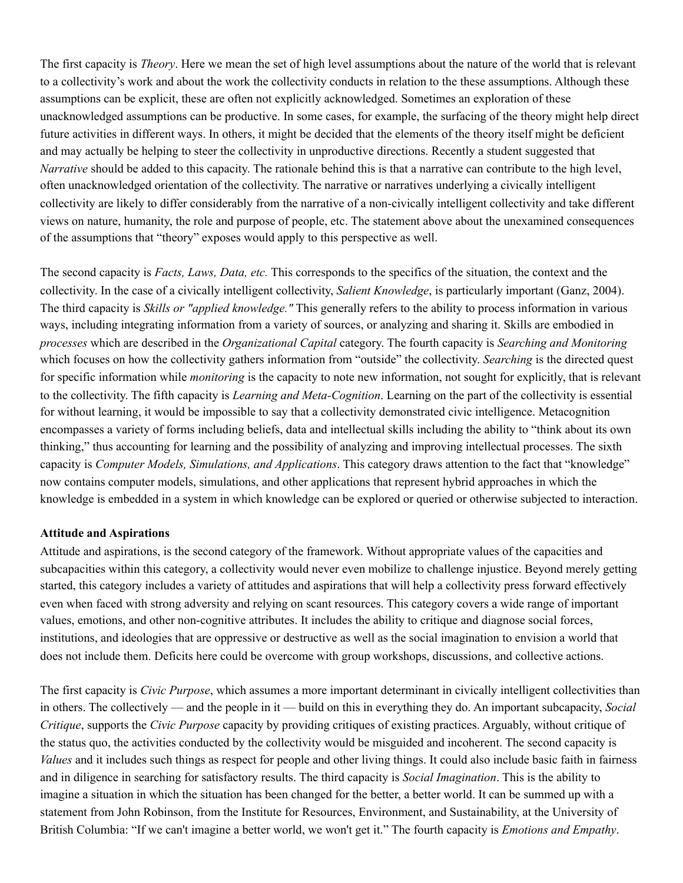The first capacity is *Theory*. Here we mean the set of high level assumptions about the nature of the world that is relevant to a collectivity's work and about the work the collectivity conducts in relation to the these assumptions. Although these assumptions can be explicit, these are often not explicitly acknowledged. Sometimes an exploration of these unacknowledged assumptions can be productive. In some cases, for example, the surfacing of the theory might help direct future activities in different ways. In others, it might be decided that the elements of the theory itself might be deficient and may actually be helping to steer the collectivity in unproductive directions. Recently a student suggested that *Narrative* should be added to this capacity. The rationale behind this is that a narrative can contribute to the high level, often unacknowledged orientation of the collectivity. The narrative or narratives underlying a civically intelligent collectivity are likely to differ considerably from the narrative of a non-civically intelligent collectivity and take different views on nature, humanity, the role and purpose of people, etc. The statement above about the unexamined consequences of the assumptions that "theory" exposes would apply to this perspective as well.

The second capacity is *Facts, Laws, Data, etc.* This corresponds to the specifics of the situation, the context and the collectivity. In the case of a civically intelligent collectivity, *Salient Knowledge*, is particularly important (Ganz, 2004). The third capacity is *Skills or "applied knowledge."* This generally refers to the ability to process information in various ways, including integrating information from a variety of sources, or analyzing and sharing it. Skills are embodied in *processes* which are described in the *Organizational Capital* category. The fourth capacity is *Searching and Monitoring* which focuses on how the collectivity gathers information from "outside" the collectivity. *Searching* is the directed quest for specific information while *monitoring* is the capacity to note new information, not sought for explicitly, that is relevant to the collectivity. The fifth capacity is *Learning and Meta-Cognition*. Learning on the part of the collectivity is essential for without learning, it would be impossible to say that a collectivity demonstrated civic intelligence. Metacognition encompasses a variety of forms including beliefs, data and intellectual skills including the ability to "think about its own thinking," thus accounting for learning and the possibility of analyzing and improving intellectual processes. The sixth capacity is *Computer Models, Simulations, and Applications*. This category draws attention to the fact that "knowledge" now contains computer models, simulations, and other applications that represent hybrid approaches in which the knowledge is embedded in a system in which knowledge can be explored or queried or otherwise subjected to interaction.

**Attitude and Aspirations**

Attitude and aspirations, is the second category of the framework. Without appropriate values of the capacities and subcapacities within this category, a collectivity would never even mobilize to challenge injustice. Beyond merely getting started, this category includes a variety of attitudes and aspirations that will help a collectivity press forward effectively even when faced with strong adversity and relying on scant resources. This category covers a wide range of important values, emotions, and other non-cognitive attributes. It includes the ability to critique and diagnose social forces, institutions, and ideologies that are oppressive or destructive as well as the social imagination to envision a world that does not include them. Deficits here could be overcome with group workshops, discussions, and collective actions.

The first capacity is *Civic Purpose*, which assumes a more important determinant in civically intelligent collectivities than in others. The collectively — and the people in it — build on this in everything they do. An important subcapacity, *Social Critique*, supports the *Civic Purpose* capacity by providing critiques of existing practices. Arguably, without critique of the status quo, the activities conducted by the collectivity would be misguided and incoherent. The second capacity is *Values* and it includes such things as respect for people and other living things. It could also include basic faith in fairness and in diligence in searching for satisfactory results. The third capacity is *Social Imagination*. This is the ability to imagine a situation in which the situation has been changed for the better, a better world. It can be summed up with a statement from John Robinson, from the Institute for Resources, Environment, and Sustainability, at the University of British Columbia: "If we can't imagine a better world, we won't get it." The fourth capacity is *Emotions and Empathy*.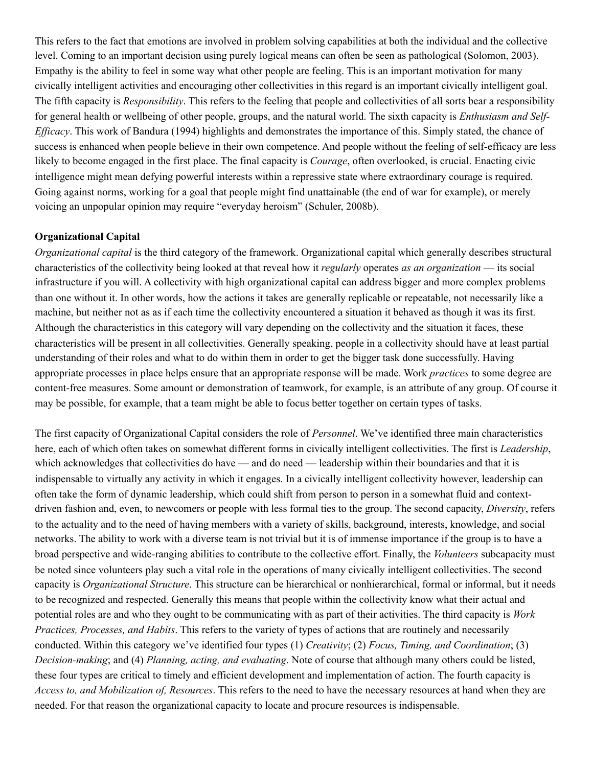This refers to the fact that emotions are involved in problem solving capabilities at both the individual and the collective level. Coming to an important decision using purely logical means can often be seen as pathological (Solomon, 2003). Empathy is the ability to feel in some way what other people are feeling. This is an important motivation for many civically intelligent activities and encouraging other collectivities in this regard is an important civically intelligent goal. The fifth capacity is *Responsibility*. This refers to the feeling that people and collectivities of all sorts bear a responsibility for general health or wellbeing of other people, groups, and the natural world. The sixth capacity is *Enthusiasm and Self-Efficacy*. This work of Bandura (1994) highlights and demonstrates the importance of this. Simply stated, the chance of success is enhanced when people believe in their own competence. And people without the feeling of self-efficacy are less likely to become engaged in the first place. The final capacity is *Courage*, often overlooked, is crucial. Enacting civic intelligence might mean defying powerful interests within a repressive state where extraordinary courage is required. Going against norms, working for a goal that people might find unattainable (the end of war for example), or merely voicing an unpopular opinion may require "everyday heroism" (Schuler, 2008b).

**Organizational Capital**

*Organizational capital* is the third category of the framework. Organizational capital which generally describes structural characteristics of the collectivity being looked at that reveal how it *regularly* operates *as an organization* — its social infrastructure if you will. A collectivity with high organizational capital can address bigger and more complex problems than one without it. In other words, how the actions it takes are generally replicable or repeatable, not necessarily like a machine, but neither not as as if each time the collectivity encountered a situation it behaved as though it was its first. Although the characteristics in this category will vary depending on the collectivity and the situation it faces, these characteristics will be present in all collectivities. Generally speaking, people in a collectivity should have at least partial understanding of their roles and what to do within them in order to get the bigger task done successfully. Having appropriate processes in place helps ensure that an appropriate response will be made. Work *practices* to some degree are content-free measures. Some amount or demonstration of teamwork, for example, is an attribute of any group. Of course it may be possible, for example, that a team might be able to focus better together on certain types of tasks.

The first capacity of Organizational Capital considers the role of *Personnel*. We've identified three main characteristics here, each of which often takes on somewhat different forms in civically intelligent collectivities. The first is *Leadership*, which acknowledges that collectivities do have — and do need — leadership within their boundaries and that it is indispensable to virtually any activity in which it engages. In a civically intelligent collectivity however, leadership can often take the form of dynamic leadership, which could shift from person to person in a somewhat fluid and context-driven fashion and, even, to newcomers or people with less formal ties to the group. The second capacity, *Diversity*, refers to the actuality and to the need of having members with a variety of skills, background, interests, knowledge, and social networks. The ability to work with a diverse team is not trivial but it is of immense importance if the group is to have a broad perspective and wide-ranging abilities to contribute to the collective effort. Finally, the *Volunteers* subcapacity must be noted since volunteers play such a vital role in the operations of many civically intelligent collectivities. The second capacity is *Organizational Structure*. This structure can be hierarchical or nonhierarchical, formal or informal, but it needs to be recognized and respected. Generally this means that people within the collectivity know what their actual and potential roles are and who they ought to be communicating with as part of their activities. The third capacity is *Work Practices, Processes, and Habits*. This refers to the variety of types of actions that are routinely and necessarily conducted. Within this category we've identified four types (1) *Creativity*; (2) *Focus, Timing, and Coordination*; (3) *Decision-making*; and (4) *Planning, acting, and evaluating*. Note of course that although many others could be listed, these four types are critical to timely and efficient development and implementation of action. The fourth capacity is *Access to, and Mobilization of, Resources*. This refers to the need to have the necessary resources at hand when they are needed. For that reason the organizational capacity to locate and procure resources is indispensable.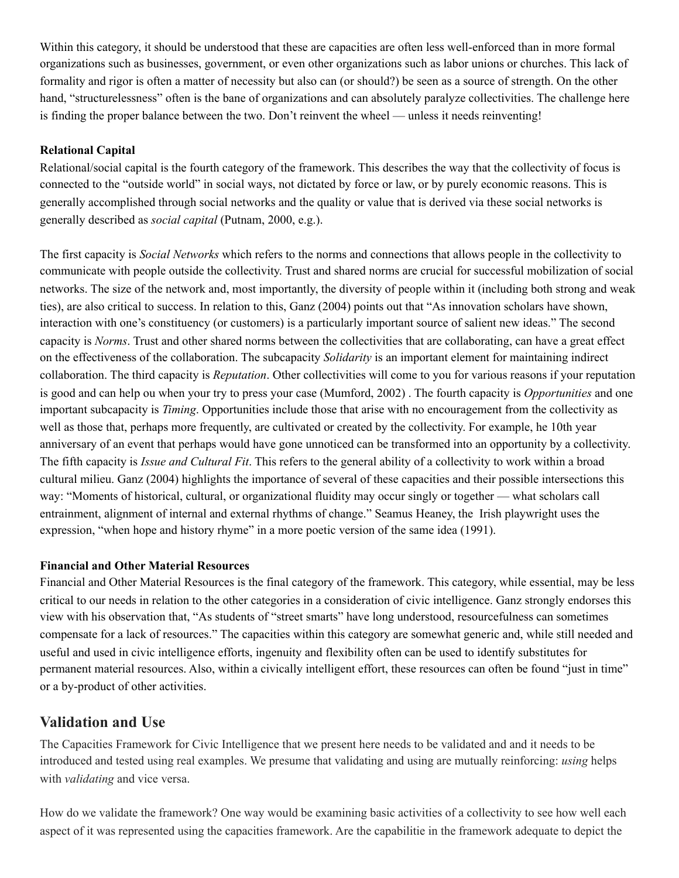Within this category, it should be understood that these are capacities are often less well-enforced than in more formal organizations such as businesses, government, or even other organizations such as labor unions or churches. This lack of formality and rigor is often a matter of necessity but also can (or should?) be seen as a source of strength. On the other hand, "structurelessness" often is the bane of organizations and can absolutely paralyze collectivities. The challenge here is finding the proper balance between the two. Don't reinvent the wheel — unless it needs reinventing!

**Relational Capital**

Relational/social capital is the fourth category of the framework. This describes the way that the collectivity of focus is connected to the "outside world" in social ways, not dictated by force or law, or by purely economic reasons. This is generally accomplished through social networks and the quality or value that is derived via these social networks is generally described as *social capital* (Putnam, 2000, e.g.).

The first capacity is *Social Networks* which refers to the norms and connections that allows people in the collectivity to communicate with people outside the collectivity. Trust and shared norms are crucial for successful mobilization of social networks. The size of the network and, most importantly, the diversity of people within it (including both strong and weak ties), are also critical to success. In relation to this, Ganz (2004) points out that "As innovation scholars have shown, interaction with one's constituency (or customers) is a particularly important source of salient new ideas." The second capacity is *Norms*. Trust and other shared norms between the collectivities that are collaborating, can have a great effect on the effectiveness of the collaboration. The subcapacity *Solidarity* is an important element for maintaining indirect collaboration. The third capacity is *Reputation*. Other collectivities will come to you for various reasons if your reputation is good and can help ou when your try to press your case (Mumford, 2002) . The fourth capacity is *Opportunities* and one important subcapacity is *Timing*. Opportunities include those that arise with no encouragement from the collectivity as well as those that, perhaps more frequently, are cultivated or created by the collectivity. For example, he 10th year anniversary of an event that perhaps would have gone unnoticed can be transformed into an opportunity by a collectivity. The fifth capacity is *Issue and Cultural Fit*. This refers to the general ability of a collectivity to work within a broad cultural milieu. Ganz (2004) highlights the importance of several of these capacities and their possible intersections this way: "Moments of historical, cultural, or organizational fluidity may occur singly or together — what scholars call entrainment, alignment of internal and external rhythms of change." Seamus Heaney, the Irish playwright uses the expression, "when hope and history rhyme" in a more poetic version of the same idea (1991).

**Financial and Other Material Resources**

Financial and Other Material Resources is the final category of the framework. This category, while essential, may be less critical to our needs in relation to the other categories in a consideration of civic intelligence. Ganz strongly endorses this view with his observation that, "As students of "street smarts" have long understood, resourcefulness can sometimes compensate for a lack of resources." The capacities within this category are somewhat generic and, while still needed and useful and used in civic intelligence efforts, ingenuity and flexibility often can be used to identify substitutes for permanent material resources. Also, within a civically intelligent effort, these resources can often be found "just in time" or a by-product of other activities.

## Validation and Use

The Capacities Framework for Civic Intelligence that we present here needs to be validated and and it needs to be introduced and tested using real examples. We presume that validating and using are mutually reinforcing: *using* helps with *validating* and vice versa.

How do we validate the framework? One way would be examining basic activities of a collectivity to see how well each aspect of it was represented using the capacities framework. Are the capabilitie in the framework adequate to depict the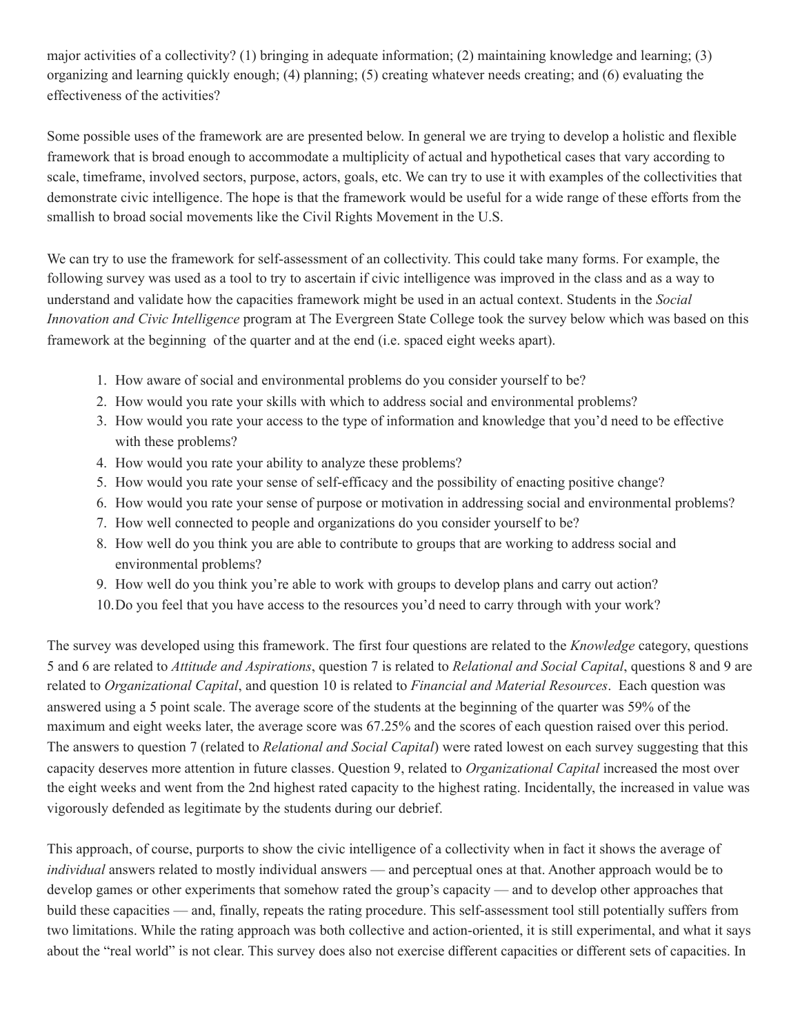major activities of a collectivity? (1) bringing in adequate information; (2) maintaining knowledge and learning; (3) organizing and learning quickly enough; (4) planning; (5) creating whatever needs creating; and (6) evaluating the effectiveness of the activities?

Some possible uses of the framework are are presented below. In general we are trying to develop a holistic and flexible framework that is broad enough to accommodate a multiplicity of actual and hypothetical cases that vary according to scale, timeframe, involved sectors, purpose, actors, goals, etc. We can try to use it with examples of the collectivities that demonstrate civic intelligence. The hope is that the framework would be useful for a wide range of these efforts from the smallish to broad social movements like the Civil Rights Movement in the U.S.

We can try to use the framework for self-assessment of an collectivity. This could take many forms. For example, the following survey was used as a tool to try to ascertain if civic intelligence was improved in the class and as a way to understand and validate how the capacities framework might be used in an actual context. Students in the *Social Innovation and Civic Intelligence* program at The Evergreen State College took the survey below which was based on this framework at the beginning of the quarter and at the end (i.e. spaced eight weeks apart).

1. How aware of social and environmental problems do you consider yourself to be?
2. How would you rate your skills with which to address social and environmental problems?
3. How would you rate your access to the type of information and knowledge that you'd need to be effective with these problems?
4. How would you rate your ability to analyze these problems?
5. How would you rate your sense of self-efficacy and the possibility of enacting positive change?
6. How would you rate your sense of purpose or motivation in addressing social and environmental problems?
7. How well connected to people and organizations do you consider yourself to be?
8. How well do you think you are able to contribute to groups that are working to address social and environmental problems?
9. How well do you think you're able to work with groups to develop plans and carry out action?
10. Do you feel that you have access to the resources you'd need to carry through with your work?

The survey was developed using this framework. The first four questions are related to the *Knowledge* category, questions 5 and 6 are related to *Attitude and Aspirations*, question 7 is related to *Relational and Social Capital*, questions 8 and 9 are related to *Organizational Capital*, and question 10 is related to *Financial and Material Resources*. Each question was answered using a 5 point scale. The average score of the students at the beginning of the quarter was 59% of the maximum and eight weeks later, the average score was 67.25% and the scores of each question raised over this period. The answers to question 7 (related to *Relational and Social Capital*) were rated lowest on each survey suggesting that this capacity deserves more attention in future classes. Question 9, related to *Organizational Capital* increased the most over the eight weeks and went from the 2nd highest rated capacity to the highest rating. Incidentally, the increased in value was vigorously defended as legitimate by the students during our debrief.

This approach, of course, purports to show the civic intelligence of a collectivity when in fact it shows the average of *individual* answers related to mostly individual answers — and perceptual ones at that. Another approach would be to develop games or other experiments that somehow rated the group's capacity — and to develop other approaches that build these capacities — and, finally, repeats the rating procedure. This self-assessment tool still potentially suffers from two limitations. While the rating approach was both collective and action-oriented, it is still experimental, and what it says about the "real world" is not clear. This survey does also not exercise different capacities or different sets of capacities. In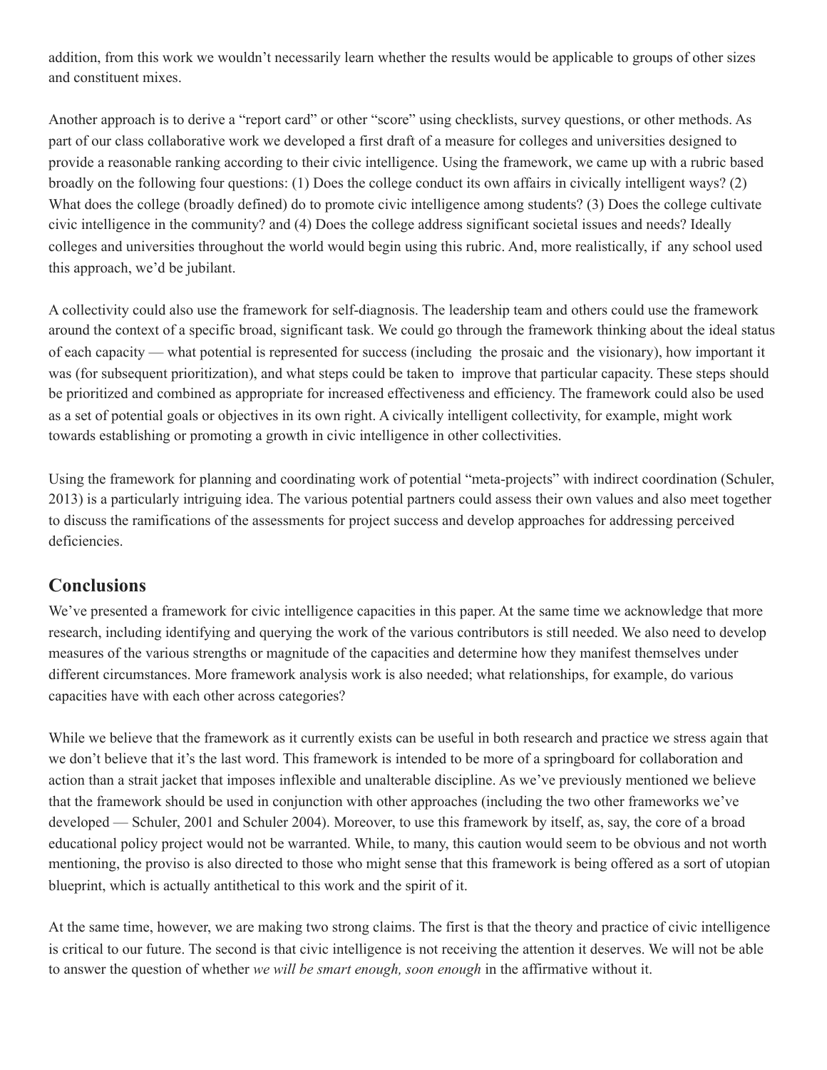addition, from this work we wouldn't necessarily learn whether the results would be applicable to groups of other sizes and constituent mixes.

Another approach is to derive a "report card" or other "score" using checklists, survey questions, or other methods. As part of our class collaborative work we developed a first draft of a measure for colleges and universities designed to provide a reasonable ranking according to their civic intelligence. Using the framework, we came up with a rubric based broadly on the following four questions: (1) Does the college conduct its own affairs in civically intelligent ways? (2) What does the college (broadly defined) do to promote civic intelligence among students? (3) Does the college cultivate civic intelligence in the community? and (4) Does the college address significant societal issues and needs? Ideally colleges and universities throughout the world would begin using this rubric. And, more realistically, if any school used this approach, we'd be jubilant.

A collectivity could also use the framework for self-diagnosis. The leadership team and others could use the framework around the context of a specific broad, significant task. We could go through the framework thinking about the ideal status of each capacity — what potential is represented for success (including the prosaic and the visionary), how important it was (for subsequent prioritization), and what steps could be taken to improve that particular capacity. These steps should be prioritized and combined as appropriate for increased effectiveness and efficiency. The framework could also be used as a set of potential goals or objectives in its own right. A civically intelligent collectivity, for example, might work towards establishing or promoting a growth in civic intelligence in other collectivities.

Using the framework for planning and coordinating work of potential "meta-projects" with indirect coordination (Schuler, 2013) is a particularly intriguing idea. The various potential partners could assess their own values and also meet together to discuss the ramifications of the assessments for project success and develop approaches for addressing perceived deficiencies.

## Conclusions

We've presented a framework for civic intelligence capacities in this paper. At the same time we acknowledge that more research, including identifying and querying the work of the various contributors is still needed. We also need to develop measures of the various strengths or magnitude of the capacities and determine how they manifest themselves under different circumstances. More framework analysis work is also needed; what relationships, for example, do various capacities have with each other across categories?

While we believe that the framework as it currently exists can be useful in both research and practice we stress again that we don't believe that it's the last word. This framework is intended to be more of a springboard for collaboration and action than a strait jacket that imposes inflexible and unalterable discipline. As we've previously mentioned we believe that the framework should be used in conjunction with other approaches (including the two other frameworks we've developed — Schuler, 2001 and Schuler 2004). Moreover, to use this framework by itself, as, say, the core of a broad educational policy project would not be warranted. While, to many, this caution would seem to be obvious and not worth mentioning, the proviso is also directed to those who might sense that this framework is being offered as a sort of utopian blueprint, which is actually antithetical to this work and the spirit of it.

At the same time, however, we are making two strong claims. The first is that the theory and practice of civic intelligence is critical to our future. The second is that civic intelligence is not receiving the attention it deserves. We will not be able to answer the question of whether *we will be smart enough, soon enough* in the affirmative without it.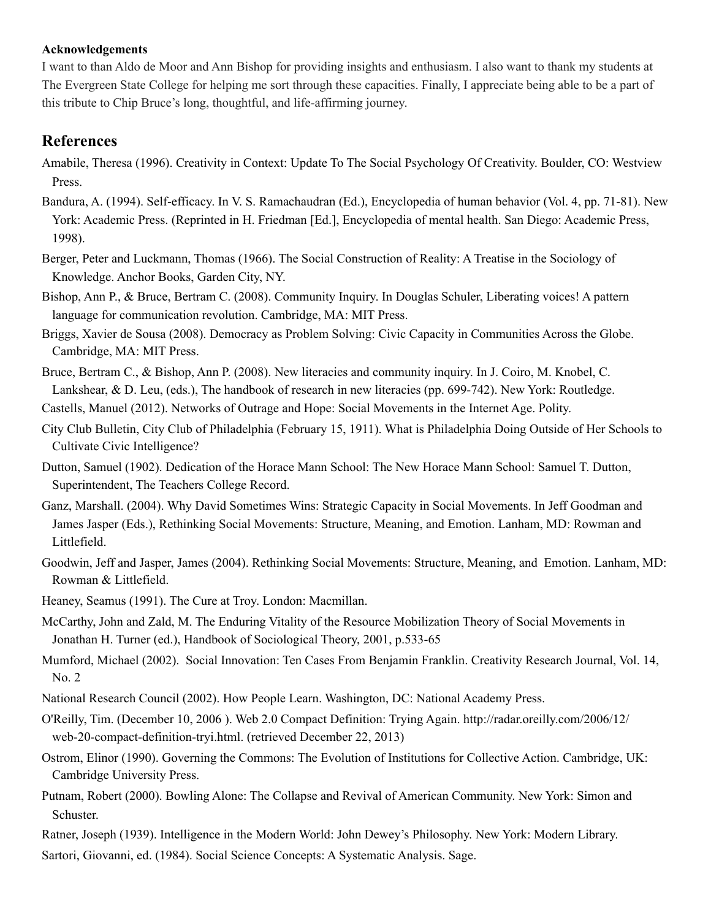**Acknowledgements**

I want to than Aldo de Moor and Ann Bishop for providing insights and enthusiasm. I also want to thank my students at The Evergreen State College for helping me sort through these capacities. Finally, I appreciate being able to be a part of this tribute to Chip Bruce's long, thoughtful, and life-affirming journey.

## References

Amabile, Theresa (1996). Creativity in Context: Update To The Social Psychology Of Creativity. Boulder, CO: Westview Press.

Bandura, A. (1994). Self-efficacy. In V. S. Ramachaudran (Ed.), Encyclopedia of human behavior (Vol. 4, pp. 71-81). New York: Academic Press. (Reprinted in H. Friedman [Ed.], Encyclopedia of mental health. San Diego: Academic Press, 1998).

Berger, Peter and Luckmann, Thomas (1966). The Social Construction of Reality: A Treatise in the Sociology of Knowledge. Anchor Books, Garden City, NY.

Bishop, Ann P., & Bruce, Bertram C. (2008). Community Inquiry. In Douglas Schuler, Liberating voices! A pattern language for communication revolution. Cambridge, MA: MIT Press.

Briggs, Xavier de Sousa (2008). Democracy as Problem Solving: Civic Capacity in Communities Across the Globe. Cambridge, MA: MIT Press.

Bruce, Bertram C., & Bishop, Ann P. (2008). New literacies and community inquiry. In J. Coiro, M. Knobel, C. Lankshear, & D. Leu, (eds.), The handbook of research in new literacies (pp. 699-742). New York: Routledge.

Castells, Manuel (2012). Networks of Outrage and Hope: Social Movements in the Internet Age. Polity.

City Club Bulletin, City Club of Philadelphia (February 15, 1911). What is Philadelphia Doing Outside of Her Schools to Cultivate Civic Intelligence?

Dutton, Samuel (1902). Dedication of the Horace Mann School: The New Horace Mann School: Samuel T. Dutton, Superintendent, The Teachers College Record.

Ganz, Marshall. (2004). Why David Sometimes Wins: Strategic Capacity in Social Movements. In Jeff Goodman and James Jasper (Eds.), Rethinking Social Movements: Structure, Meaning, and Emotion. Lanham, MD: Rowman and Littlefield.

Goodwin, Jeff and Jasper, James (2004). Rethinking Social Movements: Structure, Meaning, and Emotion. Lanham, MD: Rowman & Littlefield.

Heaney, Seamus (1991). The Cure at Troy. London: Macmillan.

McCarthy, John and Zald, M. The Enduring Vitality of the Resource Mobilization Theory of Social Movements in Jonathan H. Turner (ed.), Handbook of Sociological Theory, 2001, p.533-65

Mumford, Michael (2002). Social Innovation: Ten Cases From Benjamin Franklin. Creativity Research Journal, Vol. 14, No. 2

National Research Council (2002). How People Learn. Washington, DC: National Academy Press.

O'Reilly, Tim. (December 10, 2006 ). Web 2.0 Compact Definition: Trying Again. http://radar.oreilly.com/2006/12/web-20-compact-definition-tryi.html. (retrieved December 22, 2013)

Ostrom, Elinor (1990). Governing the Commons: The Evolution of Institutions for Collective Action. Cambridge, UK: Cambridge University Press.

Putnam, Robert (2000). Bowling Alone: The Collapse and Revival of American Community. New York: Simon and Schuster.

Ratner, Joseph (1939). Intelligence in the Modern World: John Dewey's Philosophy. New York: Modern Library.

Sartori, Giovanni, ed. (1984). Social Science Concepts: A Systematic Analysis. Sage.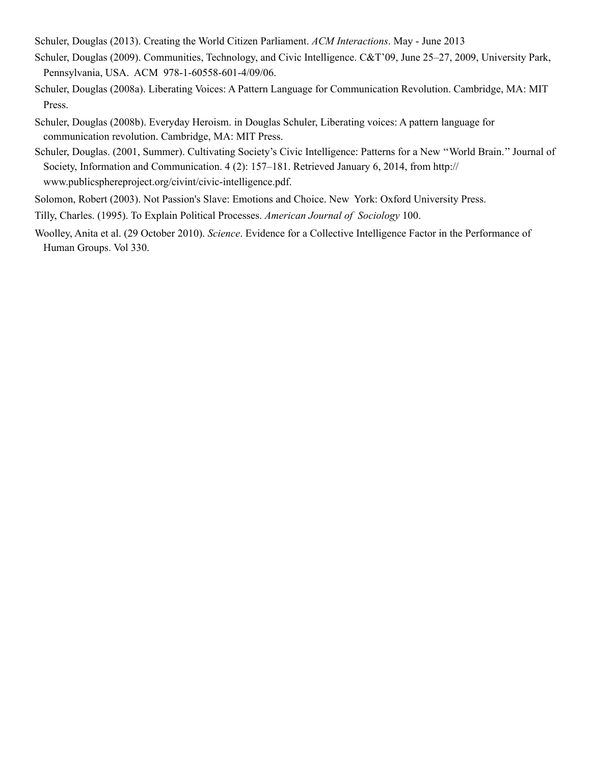Schuler, Douglas (2013). Creating the World Citizen Parliament. *ACM Interactions*. May - June 2013

Schuler, Douglas (2009). Communities, Technology, and Civic Intelligence. C&T'09, June 25–27, 2009, University Park, Pennsylvania, USA. ACM 978-1-60558-601-4/09/06.

Schuler, Douglas (2008a). Liberating Voices: A Pattern Language for Communication Revolution. Cambridge, MA: MIT Press.

Schuler, Douglas (2008b). Everyday Heroism. in Douglas Schuler, Liberating voices: A pattern language for communication revolution. Cambridge, MA: MIT Press.

Schuler, Douglas. (2001, Summer). Cultivating Society's Civic Intelligence: Patterns for a New ''World Brain.'' Journal of Society, Information and Communication. 4 (2): 157–181. Retrieved January 6, 2014, from http://www.publicsphereproject.org/civint/civic-intelligence.pdf.

Solomon, Robert (2003). Not Passion's Slave: Emotions and Choice. New York: Oxford University Press.

Tilly, Charles. (1995). To Explain Political Processes. *American Journal of Sociology* 100.

Woolley, Anita et al. (29 October 2010). *Science*. Evidence for a Collective Intelligence Factor in the Performance of Human Groups. Vol 330.